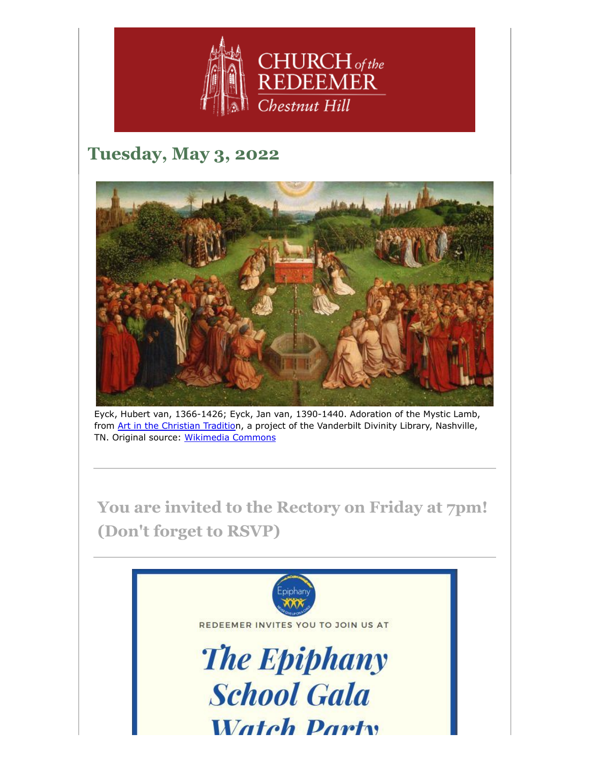CHURCH *of the* REDEEMER

*Chestnut Hill*

## Tuesday, May 3, 2022

Eyck, Hubert van, 1366-1426; Eyck, Jan van, 1390-1440. Adoration of the Mystic Lamb, from Art in the Christian Tradition, a project of the Vanderbilt Divinity Library, Nashville, TN. Original source: Wikimedia Commons

---

## You are invited to the Rectory on Friday at 7pm! (Don't forget to RSVP)

---

Epiphany

REDEEMER INVITES YOU TO JOIN US AT

*The Epiphany School Gala Watch Party*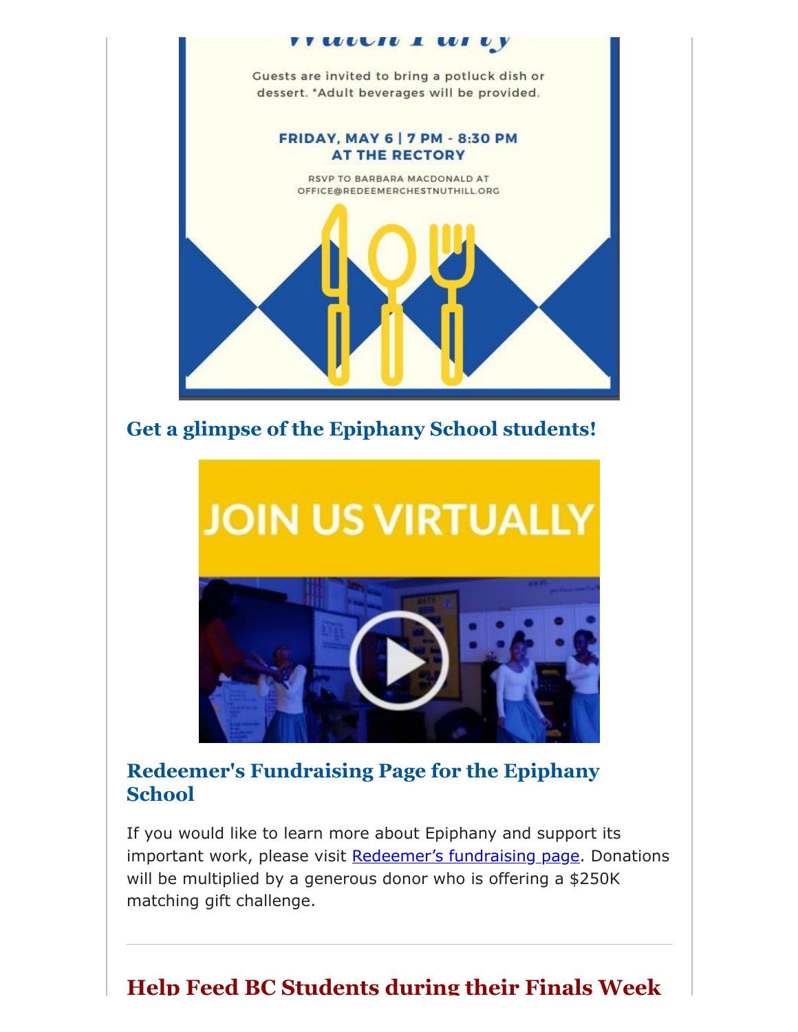Watch Party

Guests are invited to bring a potluck dish or dessert. *Adult beverages will be provided.

**FRIDAY, MAY 6 | 7 PM - 8:30 PM**
**AT THE RECTORY**

RSVP TO BARBARA MACDONALD AT OFFICE@REDEEMERCHESTNUTHILL.ORG

### Get a glimpse of the Epiphany School students!

JOIN US VIRTUALLY

### Redeemer's Fundraising Page for the Epiphany School

If you would like to learn more about Epiphany and support its important work, please visit Redeemer's fundraising page. Donations will be multiplied by a generous donor who is offering a $250K matching gift challenge.

---

## Help Feed BC Students during their Finals Week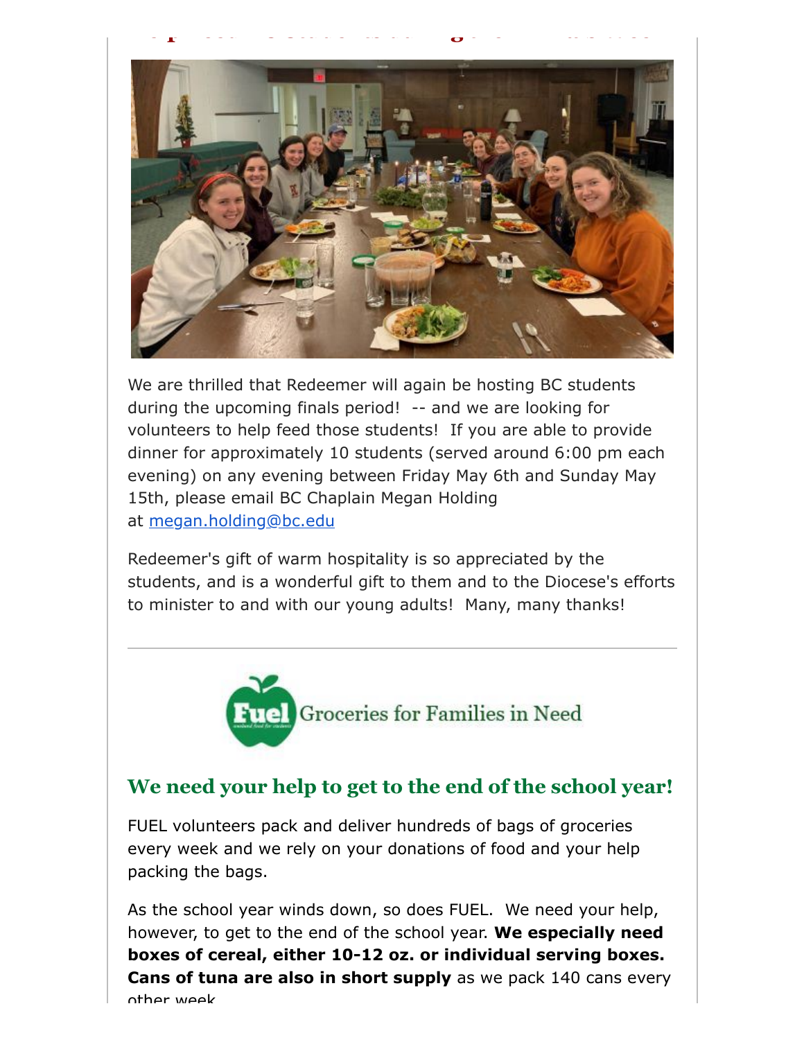We are thrilled that Redeemer will again be hosting BC students during the upcoming finals period!  -- and we are looking for volunteers to help feed those students!  If you are able to provide dinner for approximately 10 students (served around 6:00 pm each evening) on any evening between Friday May 6th and Sunday May 15th, please email BC Chaplain Megan Holding at megan.holding@bc.edu

Redeemer's gift of warm hospitality is so appreciated by the students, and is a wonderful gift to them and to the Diocese's efforts to minister to and with our young adults!  Many, many thanks!

---

Fuel Groceries for Families in Need

## We need your help to get to the end of the school year!

FUEL volunteers pack and deliver hundreds of bags of groceries every week and we rely on your donations of food and your help packing the bags.

As the school year winds down, so does FUEL.  We need your help, however, to get to the end of the school year. **We especially need boxes of cereal, either 10-12 oz. or individual serving boxes. Cans of tuna are also in short supply** as we pack 140 cans every other week.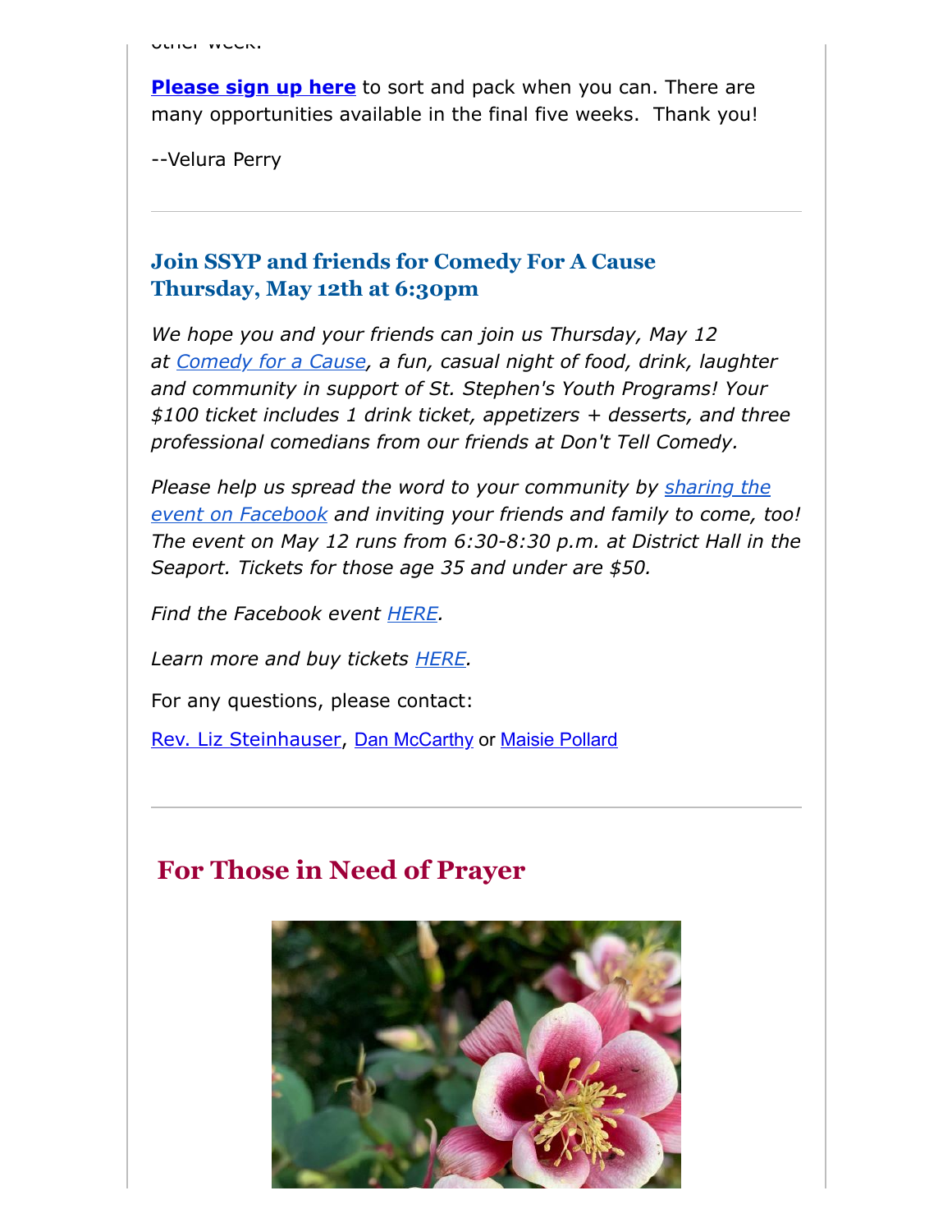**[Please sign up here](#)** to sort and pack when you can. There are many opportunities available in the final five weeks.  Thank you!

--Velura Perry

---

### Join SSYP and friends for Comedy For A Cause Thursday, May 12th at 6:30pm

*We hope you and your friends can join us Thursday, May 12 at [Comedy for a Cause](#), a fun, casual night of food, drink, laughter and community in support of St. Stephen's Youth Programs! Your $100 ticket includes 1 drink ticket, appetizers + desserts, and three professional comedians from our friends at Don't Tell Comedy.*

*Please help us spread the word to your community by [sharing the event on Facebook](#) and inviting your friends and family to come, too! The event on May 12 runs from 6:30-8:30 p.m. at District Hall in the Seaport. Tickets for those age 35 and under are $50.*

*Find the Facebook event [HERE](#).*

*Learn more and buy tickets [HERE](#).*

For any questions, please contact:

[Rev. Liz Steinhauser](#), [Dan McCarthy](#) or [Maisie Pollard](#)

---

## For Those in Need of Prayer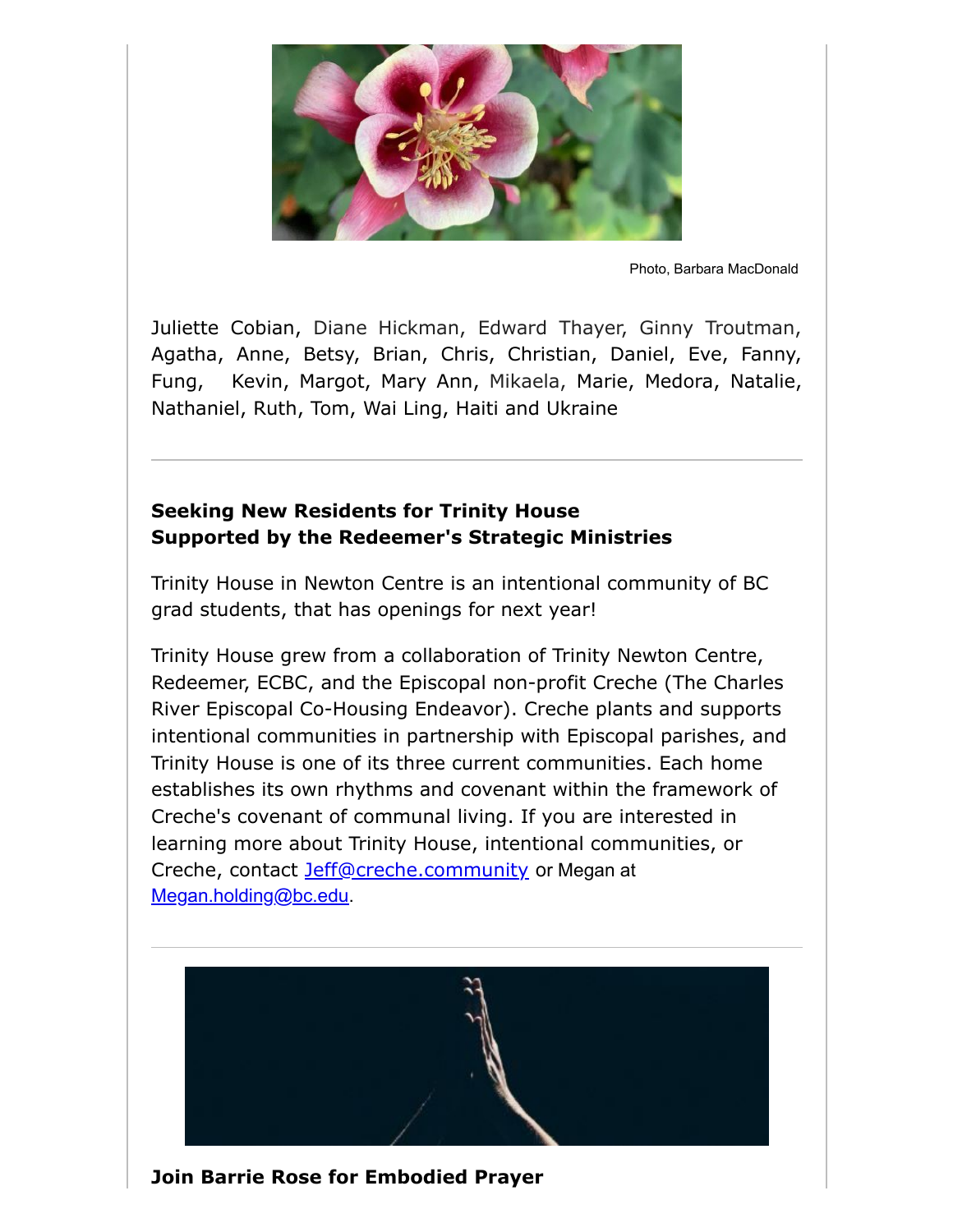Photo, Barbara MacDonald

Juliette Cobian, Diane Hickman, Edward Thayer, Ginny Troutman, Agatha, Anne, Betsy, Brian, Chris, Christian, Daniel, Eve, Fanny, Fung, Kevin, Margot, Mary Ann, Mikaela, Marie, Medora, Natalie, Nathaniel, Ruth, Tom, Wai Ling, Haiti and Ukraine

---

**Seeking New Residents for Trinity House**
**Supported by the Redeemer's Strategic Ministries**

Trinity House in Newton Centre is an intentional community of BC grad students, that has openings for next year!

Trinity House grew from a collaboration of Trinity Newton Centre, Redeemer, ECBC, and the Episcopal non-profit Creche (The Charles River Episcopal Co-Housing Endeavor). Creche plants and supports intentional communities in partnership with Episcopal parishes, and Trinity House is one of its three current communities. Each home establishes its own rhythms and covenant within the framework of Creche's covenant of communal living. If you are interested in learning more about Trinity House, intentional communities, or Creche, contact Jeff@creche.community or Megan at Megan.holding@bc.edu.

---

**Join Barrie Rose for Embodied Prayer**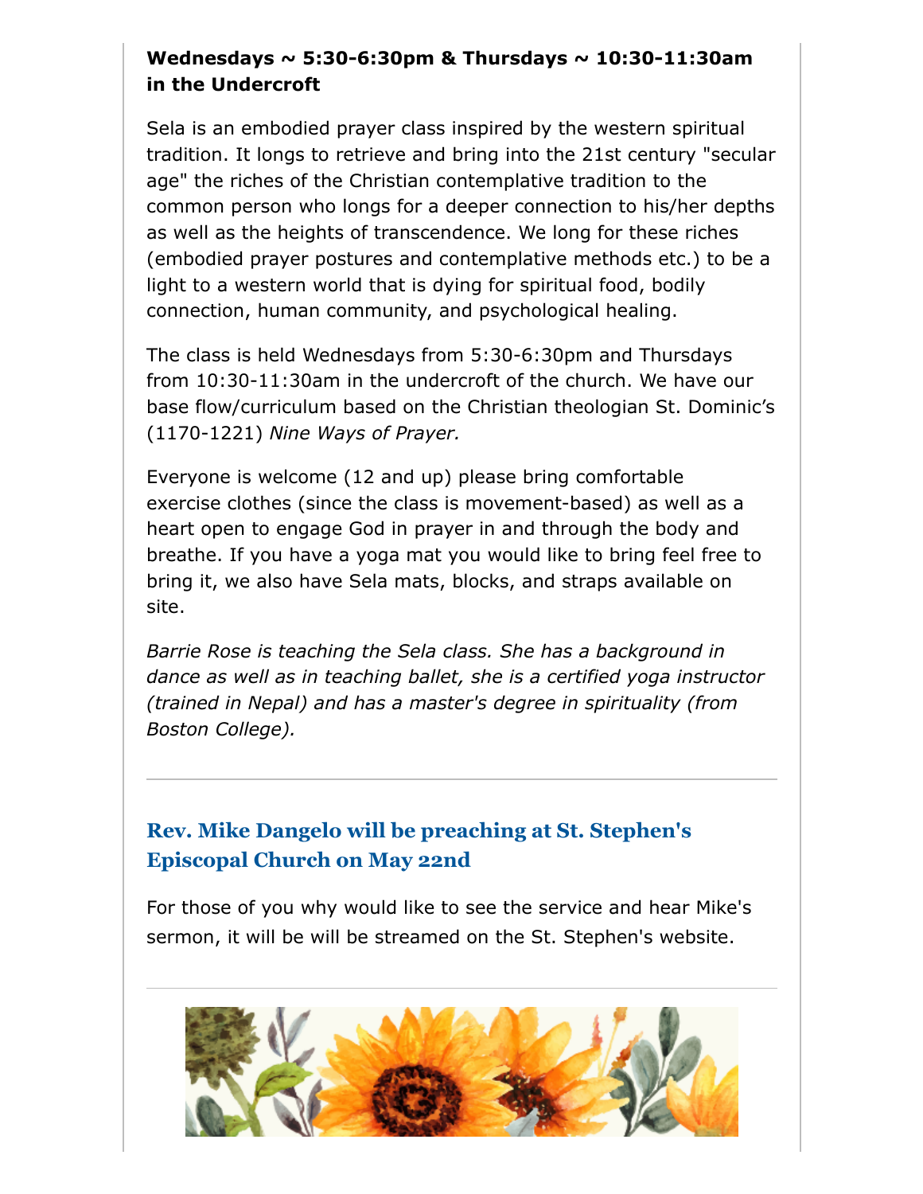**Wednesdays ~ 5:30-6:30pm & Thursdays ~ 10:30-11:30am in the Undercroft**

Sela is an embodied prayer class inspired by the western spiritual tradition. It longs to retrieve and bring into the 21st century "secular age" the riches of the Christian contemplative tradition to the common person who longs for a deeper connection to his/her depths as well as the heights of transcendence. We long for these riches (embodied prayer postures and contemplative methods etc.) to be a light to a western world that is dying for spiritual food, bodily connection, human community, and psychological healing.

The class is held Wednesdays from 5:30-6:30pm and Thursdays from 10:30-11:30am in the undercroft of the church. We have our base flow/curriculum based on the Christian theologian St. Dominic's (1170-1221) *Nine Ways of Prayer.*

Everyone is welcome (12 and up) please bring comfortable exercise clothes (since the class is movement-based) as well as a heart open to engage God in prayer in and through the body and breathe. If you have a yoga mat you would like to bring feel free to bring it, we also have Sela mats, blocks, and straps available on site.

*Barrie Rose is teaching the Sela class. She has a background in dance as well as in teaching ballet, she is a certified yoga instructor (trained in Nepal) and has a master's degree in spirituality (from Boston College).*

---

## Rev. Mike Dangelo will be preaching at St. Stephen's Episcopal Church on May 22nd

For those of you why would like to see the service and hear Mike's sermon, it will be will be streamed on the St. Stephen's website.

---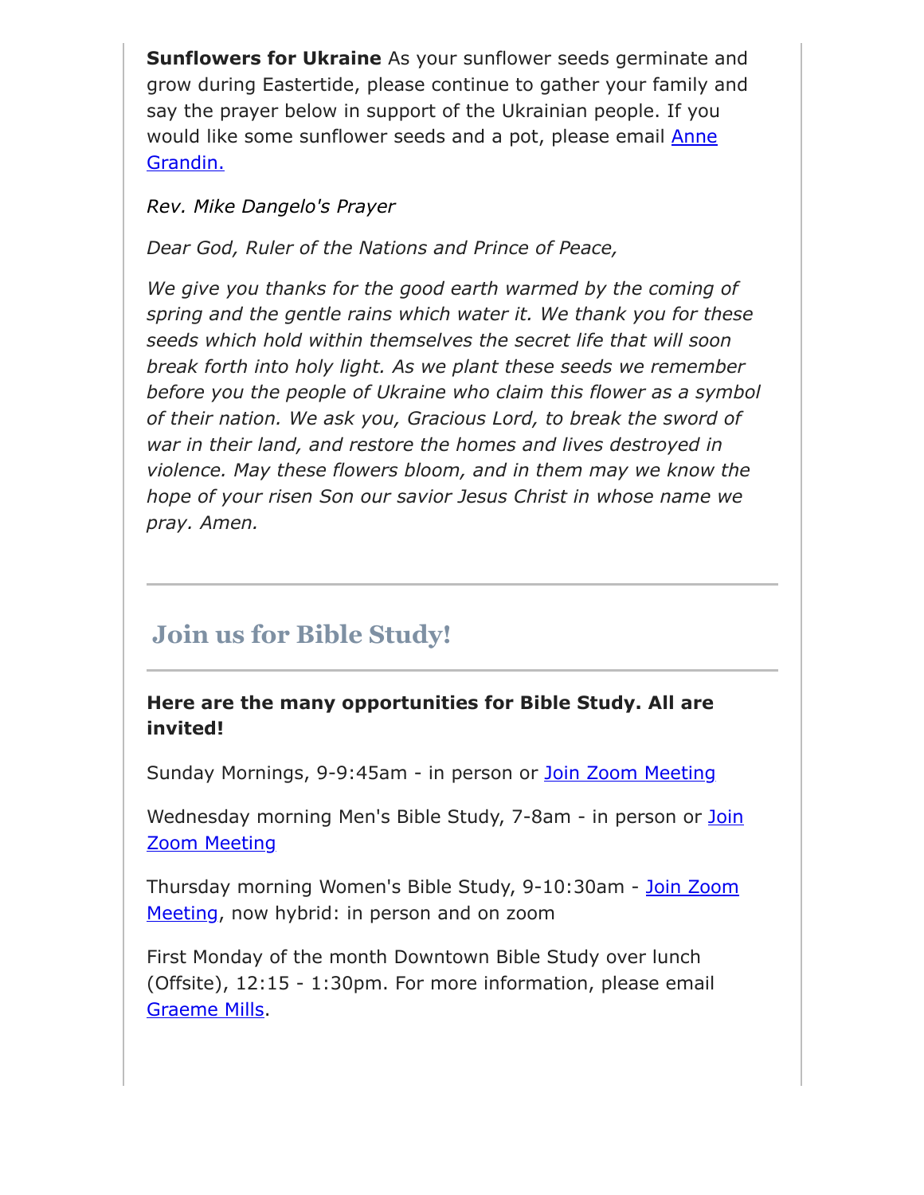**Sunflowers for Ukraine** As your sunflower seeds germinate and grow during Eastertide, please continue to gather your family and say the prayer below in support of the Ukrainian people. If you would like some sunflower seeds and a pot, please email Anne Grandin.

*Rev. Mike Dangelo's Prayer*

*Dear God, Ruler of the Nations and Prince of Peace,*

*We give you thanks for the good earth warmed by the coming of spring and the gentle rains which water it. We thank you for these seeds which hold within themselves the secret life that will soon break forth into holy light. As we plant these seeds we remember before you the people of Ukraine who claim this flower as a symbol of their nation. We ask you, Gracious Lord, to break the sword of war in their land, and restore the homes and lives destroyed in violence. May these flowers bloom, and in them may we know the hope of your risen Son our savior Jesus Christ in whose name we pray. Amen.*

---

## Join us for Bible Study!

---

**Here are the many opportunities for Bible Study. All are invited!**

Sunday Mornings, 9-9:45am - in person or Join Zoom Meeting

Wednesday morning Men's Bible Study, 7-8am - in person or Join Zoom Meeting

Thursday morning Women's Bible Study, 9-10:30am - Join Zoom Meeting, now hybrid: in person and on zoom

First Monday of the month Downtown Bible Study over lunch (Offsite), 12:15 - 1:30pm. For more information, please email Graeme Mills.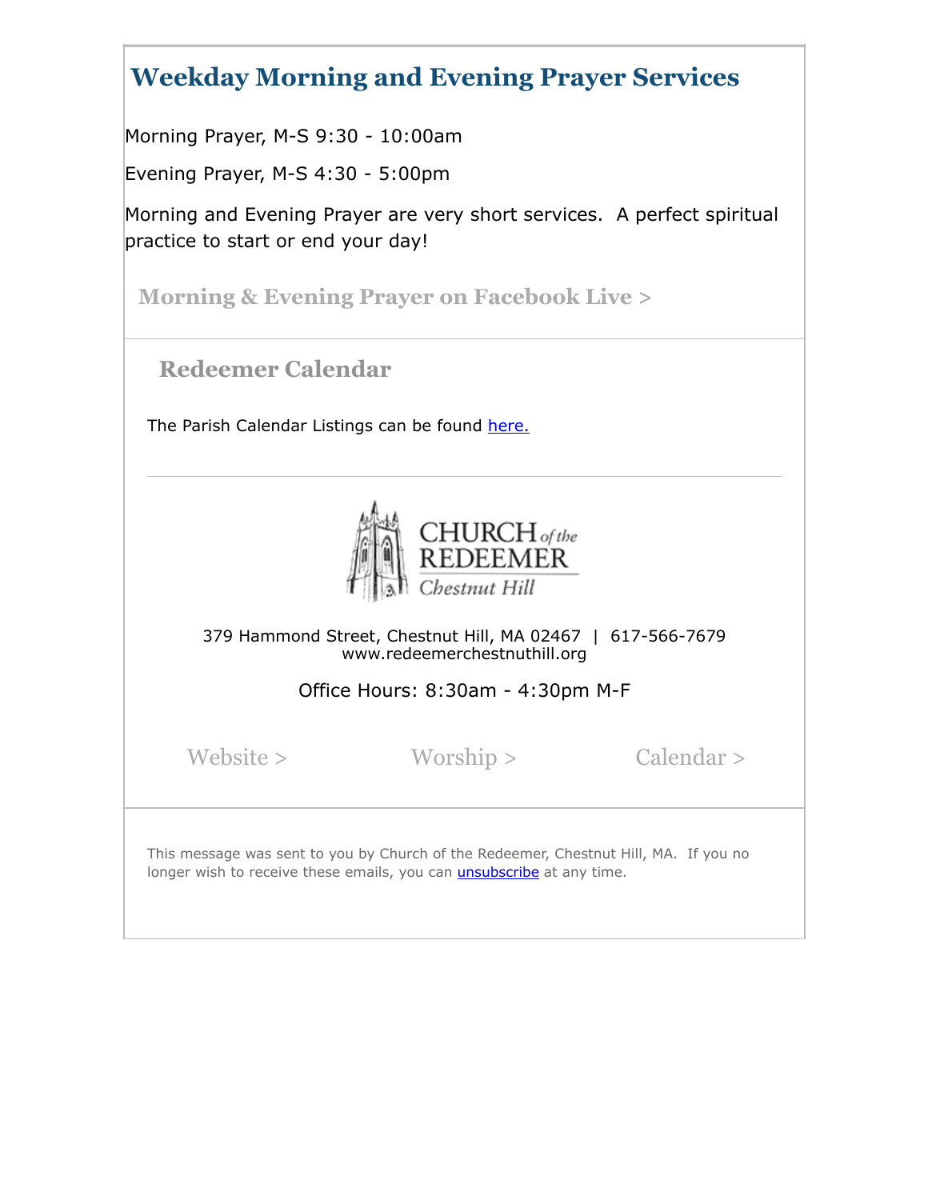## Weekday Morning and Evening Prayer Services

Morning Prayer, M-S 9:30 - 10:00am

Evening Prayer, M-S 4:30 - 5:00pm

Morning and Evening Prayer are very short services. A perfect spiritual practice to start or end your day!

**Morning & Evening Prayer on Facebook Live >**

### Redeemer Calendar

The Parish Calendar Listings can be found here.

CHURCH of the REDEEMER
Chestnut Hill

379 Hammond Street, Chestnut Hill, MA 02467 | 617-566-7679
www.redeemerchestnuthill.org

Office Hours: 8:30am - 4:30pm M-F

Website > Worship > Calendar >

This message was sent to you by Church of the Redeemer, Chestnut Hill, MA. If you no longer wish to receive these emails, you can unsubscribe at any time.